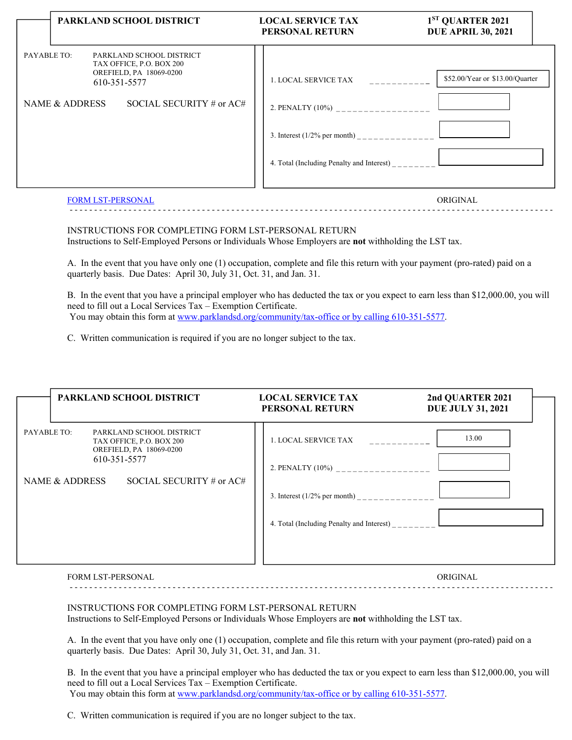**PARKLAND SCHOOL DISTRICT** | **LOCAL SERVICE TAX PERSONAL RETURN** | **1ST QUARTER 2021 DUE APRIL 30, 2021**

PAYABLE TO: PARKLAND SCHOOL DISTRICT
TAX OFFICE, P.O. BOX 200
OREFIELD, PA 18069-0200
610-351-5577

NAME & ADDRESS SOCIAL SECURITY # or AC#

| | |
|---|---|
| 1. LOCAL SERVICE TAX | $52.00/Year or $13.00/Quarter |
| 2. PENALTY (10%) | |
| 3. Interest (1/2% per month) | |
| 4. Total (Including Penalty and Interest) | |

FORM LST-PERSONAL ORIGINAL

INSTRUCTIONS FOR COMPLETING FORM LST-PERSONAL RETURN
Instructions to Self-Employed Persons or Individuals Whose Employers are **not** withholding the LST tax.

A. In the event that you have only one (1) occupation, complete and file this return with your payment (pro-rated) paid on a quarterly basis. Due Dates: April 30, July 31, Oct. 31, and Jan. 31.

B. In the event that you have a principal employer who has deducted the tax or you expect to earn less than $12,000.00, you will need to fill out a Local Services Tax – Exemption Certificate.
You may obtain this form at www.parklandsd.org/community/tax-office or by calling 610-351-5577.

C. Written communication is required if you are no longer subject to the tax.

---

**PARKLAND SCHOOL DISTRICT** | **LOCAL SERVICE TAX PERSONAL RETURN** | **2nd QUARTER 2021 DUE JULY 31, 2021**

PAYABLE TO: PARKLAND SCHOOL DISTRICT
TAX OFFICE, P.O. BOX 200
OREFIELD, PA 18069-0200
610-351-5577

NAME & ADDRESS SOCIAL SECURITY # or AC#

| | |
|---|---|
| 1. LOCAL SERVICE TAX | 13.00 |
| 2. PENALTY (10%) | |
| 3. Interest (1/2% per month) | |
| 4. Total (Including Penalty and Interest) | |

FORM LST-PERSONAL ORIGINAL

INSTRUCTIONS FOR COMPLETING FORM LST-PERSONAL RETURN
Instructions to Self-Employed Persons or Individuals Whose Employers are **not** withholding the LST tax.

A. In the event that you have only one (1) occupation, complete and file this return with your payment (pro-rated) paid on a quarterly basis. Due Dates: April 30, July 31, Oct. 31, and Jan. 31.

B. In the event that you have a principal employer who has deducted the tax or you expect to earn less than $12,000.00, you will need to fill out a Local Services Tax – Exemption Certificate.
You may obtain this form at www.parklandsd.org/community/tax-office or by calling 610-351-5577.

C. Written communication is required if you are no longer subject to the tax.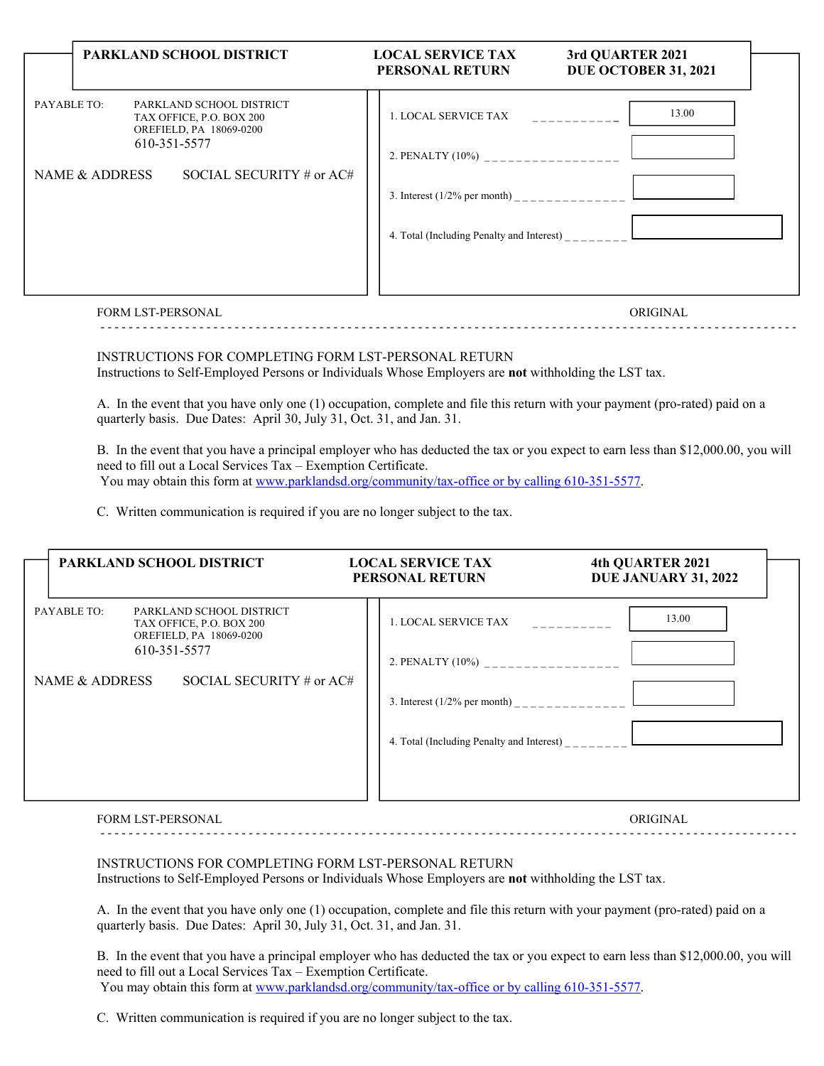**PARKLAND SCHOOL DISTRICT** | **LOCAL SERVICE TAX PERSONAL RETURN** | **3rd QUARTER 2021 DUE OCTOBER 31, 2021**

PAYABLE TO: PARKLAND SCHOOL DISTRICT
TAX OFFICE, P.O. BOX 200
OREFIELD, PA 18069-0200
610-351-5577

NAME & ADDRESS SOCIAL SECURITY # or AC#

| | |
|---|---|
| 1. LOCAL SERVICE TAX | 13.00 |
| 2. PENALTY (10%) | |
| 3. Interest (1/2% per month) | |
| 4. Total (Including Penalty and Interest) | |

FORM LST-PERSONAL ORIGINAL

INSTRUCTIONS FOR COMPLETING FORM LST-PERSONAL RETURN
Instructions to Self-Employed Persons or Individuals Whose Employers are **not** withholding the LST tax.

A. In the event that you have only one (1) occupation, complete and file this return with your payment (pro-rated) paid on a quarterly basis. Due Dates: April 30, July 31, Oct. 31, and Jan. 31.

B. In the event that you have a principal employer who has deducted the tax or you expect to earn less than $12,000.00, you will need to fill out a Local Services Tax – Exemption Certificate.
You may obtain this form at www.parklandsd.org/community/tax-office or by calling 610-351-5577.

C. Written communication is required if you are no longer subject to the tax.

**PARKLAND SCHOOL DISTRICT** | **LOCAL SERVICE TAX PERSONAL RETURN** | **4th QUARTER 2021 DUE JANUARY 31, 2022**

PAYABLE TO: PARKLAND SCHOOL DISTRICT
TAX OFFICE, P.O. BOX 200
OREFIELD, PA 18069-0200
610-351-5577

NAME & ADDRESS SOCIAL SECURITY # or AC#

| | |
|---|---|
| 1. LOCAL SERVICE TAX | 13.00 |
| 2. PENALTY (10%) | |
| 3. Interest (1/2% per month) | |
| 4. Total (Including Penalty and Interest) | |

FORM LST-PERSONAL ORIGINAL

INSTRUCTIONS FOR COMPLETING FORM LST-PERSONAL RETURN
Instructions to Self-Employed Persons or Individuals Whose Employers are **not** withholding the LST tax.

A. In the event that you have only one (1) occupation, complete and file this return with your payment (pro-rated) paid on a quarterly basis. Due Dates: April 30, July 31, Oct. 31, and Jan. 31.

B. In the event that you have a principal employer who has deducted the tax or you expect to earn less than $12,000.00, you will need to fill out a Local Services Tax – Exemption Certificate.
You may obtain this form at www.parklandsd.org/community/tax-office or by calling 610-351-5577.

C. Written communication is required if you are no longer subject to the tax.